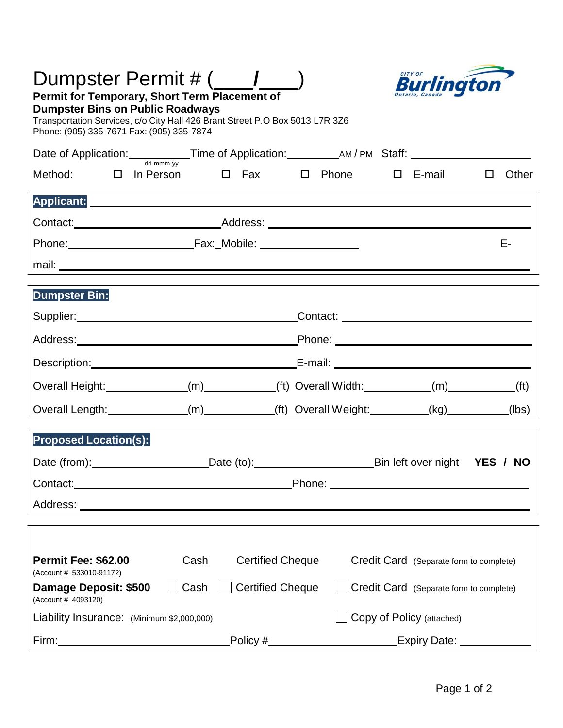# Dumpster Permit # (____/____)

**Permit for Temporary, Short Term Placement of Dumpster Bins on Public Roadways**

Transportation Services, c/o City Hall 426 Brant Street P.O Box 5013 L7R 3Z6
Phone: (905) 335-7671 Fax: (905) 335-7874

Date of Application:__________ (dd-mmm-yy) Time of Application:_________ AM / PM Staff: ____________________

Method: ☐ In Person ☐ Fax ☐ Phone ☐ E-mail ☐ Other

**Applicant:** ______________________________________________

Contact:________________________ Address: ______________________________________

Phone:____________________ Fax:_ Mobile: _______________ E-mail: ____________________________________

**Dumpster Bin:**

Supplier:__________________________________ Contact: ______________________________

Address:__________________________________ Phone: ______________________________

Description:________________________________ E-mail: ______________________________

Overall Height:____________(m)__________(ft) Overall Width:__________(m)__________(ft)

Overall Length:____________(m)__________(ft) Overall Weight:_________(kg)_________(lbs)

**Proposed Location(s):**

Date (from):__________________ Date (to):____________________ Bin left over night **YES / NO**

Contact:__________________________________ Phone: ______________________________

Address: ______________________________________________________________

**Permit Fee: $62.00** (Account # 533010-91172) Cash Certified Cheque Credit Card (Separate form to complete)

**Damage Deposit: $500** (Account # 4093120) ☐ Cash ☐ Certified Cheque ☐ Credit Card (Separate form to complete)

Liability Insurance: (Minimum $2,000,000) ☐ Copy of Policy (attached)

Firm:___________________________ Policy #____________________ Expiry Date: ___________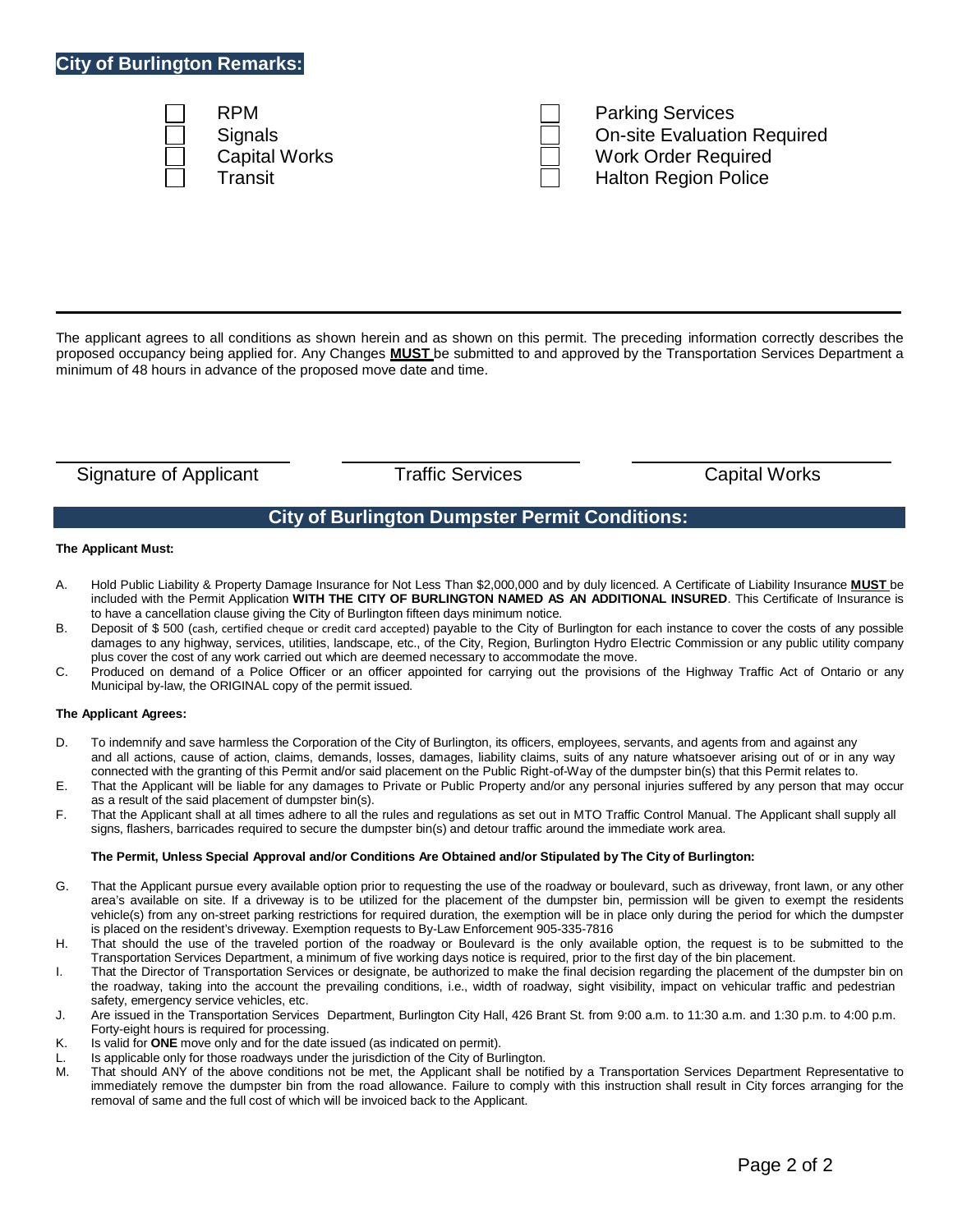## City of Burlington Remarks:

- [ ] RPM
- [ ] Signals
- [ ] Capital Works
- [ ] Transit
- [ ] Parking Services
- [ ] On-site Evaluation Required
- [ ] Work Order Required
- [ ] Halton Region Police

---

The applicant agrees to all conditions as shown herein and as shown on this permit. The preceding information correctly describes the proposed occupancy being applied for. Any Changes **MUST** be submitted to and approved by the Transportation Services Department a minimum of 48 hours in advance of the proposed move date and time.

| Signature of Applicant | Traffic Services | Capital Works |
|---|---|---|
| | | |

## City of Burlington Dumpster Permit Conditions:

**The Applicant Must:**

A. Hold Public Liability & Property Damage Insurance for Not Less Than $2,000,000 and by duly licenced. A Certificate of Liability Insurance **MUST** be included with the Permit Application **WITH THE CITY OF BURLINGTON NAMED AS AN ADDITIONAL INSURED**. This Certificate of Insurance is to have a cancellation clause giving the City of Burlington fifteen days minimum notice.

B. Deposit of $ 500 (cash, certified cheque or credit card accepted) payable to the City of Burlington for each instance to cover the costs of any possible damages to any highway, services, utilities, landscape, etc., of the City, Region, Burlington Hydro Electric Commission or any public utility company plus cover the cost of any work carried out which are deemed necessary to accommodate the move.

C. Produced on demand of a Police Officer or an officer appointed for carrying out the provisions of the Highway Traffic Act of Ontario or any Municipal by-law, the ORIGINAL copy of the permit issued.

**The Applicant Agrees:**

D. To indemnify and save harmless the Corporation of the City of Burlington, its officers, employees, servants, and agents from and against any and all actions, cause of action, claims, demands, losses, damages, liability claims, suits of any nature whatsoever arising out of or in any way connected with the granting of this Permit and/or said placement on the Public Right-of-Way of the dumpster bin(s) that this Permit relates to.

E. That the Applicant will be liable for any damages to Private or Public Property and/or any personal injuries suffered by any person that may occur as a result of the said placement of dumpster bin(s).

F. That the Applicant shall at all times adhere to all the rules and regulations as set out in MTO Traffic Control Manual. The Applicant shall supply all signs, flashers, barricades required to secure the dumpster bin(s) and detour traffic around the immediate work area.

**The Permit, Unless Special Approval and/or Conditions Are Obtained and/or Stipulated by The City of Burlington:**

G. That the Applicant pursue every available option prior to requesting the use of the roadway or boulevard, such as driveway, front lawn, or any other area's available on site. If a driveway is to be utilized for the placement of the dumpster bin, permission will be given to exempt the residents vehicle(s) from any on-street parking restrictions for required duration, the exemption will be in place only during the period for which the dumpster is placed on the resident's driveway. Exemption requests to By-Law Enforcement 905-335-7816

H. That should the use of the traveled portion of the roadway or Boulevard is the only available option, the request is to be submitted to the Transportation Services Department, a minimum of five working days notice is required, prior to the first day of the bin placement.

I. That the Director of Transportation Services or designate, be authorized to make the final decision regarding the placement of the dumpster bin on the roadway, taking into the account the prevailing conditions, i.e., width of roadway, sight visibility, impact on vehicular traffic and pedestrian safety, emergency service vehicles, etc.

J. Are issued in the Transportation Services Department, Burlington City Hall, 426 Brant St. from 9:00 a.m. to 11:30 a.m. and 1:30 p.m. to 4:00 p.m. Forty-eight hours is required for processing.

K. Is valid for **ONE** move only and for the date issued (as indicated on permit).

L. Is applicable only for those roadways under the jurisdiction of the City of Burlington.

M. That should ANY of the above conditions not be met, the Applicant shall be notified by a Transportation Services Department Representative to immediately remove the dumpster bin from the road allowance. Failure to comply with this instruction shall result in City forces arranging for the removal of same and the full cost of which will be invoiced back to the Applicant.